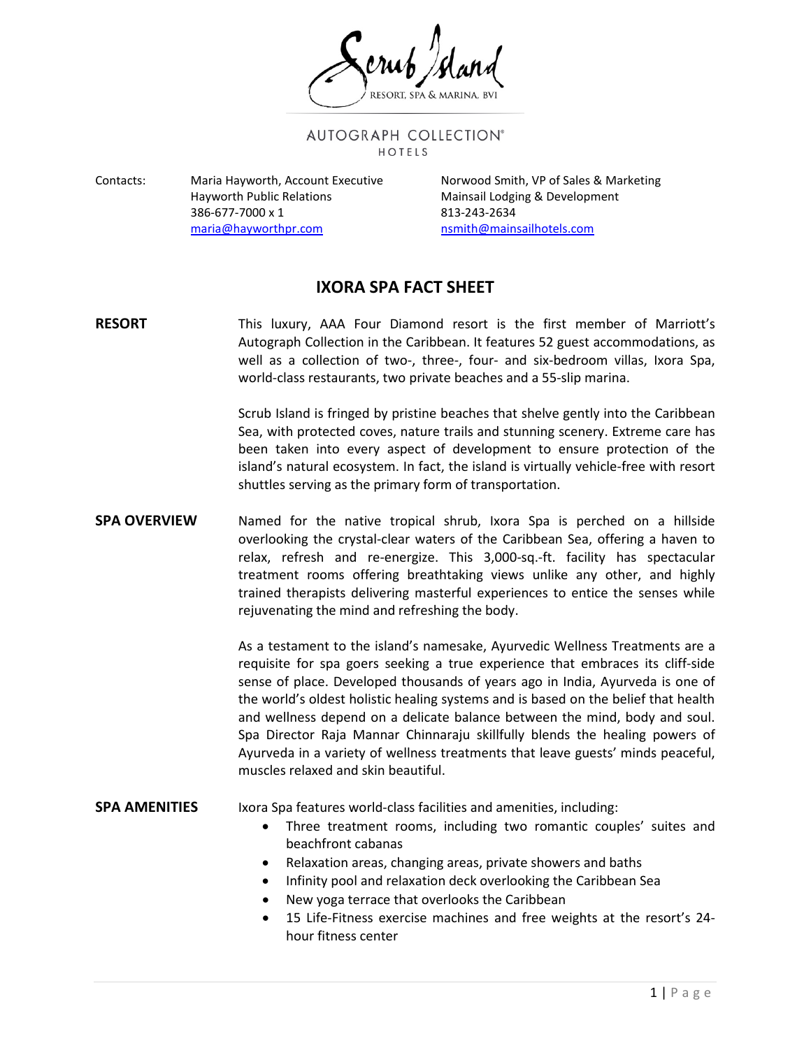Scrub Island RESORT, SPA & MARINA, BVI

AUTOGRAPH COLLECTION® HOTELS

Contacts:

Maria Hayworth, Account Executive
Hayworth Public Relations
386-677-7000 x 1
maria@hayworthpr.com

Norwood Smith, VP of Sales & Marketing
Mainsail Lodging & Development
813-243-2634
nsmith@mainsailhotels.com

# IXORA SPA FACT SHEET

**RESORT**

This luxury, AAA Four Diamond resort is the first member of Marriott's Autograph Collection in the Caribbean. It features 52 guest accommodations, as well as a collection of two-, three-, four- and six-bedroom villas, Ixora Spa, world-class restaurants, two private beaches and a 55-slip marina.

Scrub Island is fringed by pristine beaches that shelve gently into the Caribbean Sea, with protected coves, nature trails and stunning scenery. Extreme care has been taken into every aspect of development to ensure protection of the island's natural ecosystem. In fact, the island is virtually vehicle-free with resort shuttles serving as the primary form of transportation.

**SPA OVERVIEW**

Named for the native tropical shrub, Ixora Spa is perched on a hillside overlooking the crystal-clear waters of the Caribbean Sea, offering a haven to relax, refresh and re-energize. This 3,000-sq.-ft. facility has spectacular treatment rooms offering breathtaking views unlike any other, and highly trained therapists delivering masterful experiences to entice the senses while rejuvenating the mind and refreshing the body.

As a testament to the island's namesake, Ayurvedic Wellness Treatments are a requisite for spa goers seeking a true experience that embraces its cliff-side sense of place. Developed thousands of years ago in India, Ayurveda is one of the world's oldest holistic healing systems and is based on the belief that health and wellness depend on a delicate balance between the mind, body and soul. Spa Director Raja Mannar Chinnaraju skillfully blends the healing powers of Ayurveda in a variety of wellness treatments that leave guests' minds peaceful, muscles relaxed and skin beautiful.

**SPA AMENITIES**

Ixora Spa features world-class facilities and amenities, including:

- Three treatment rooms, including two romantic couples' suites and beachfront cabanas
- Relaxation areas, changing areas, private showers and baths
- Infinity pool and relaxation deck overlooking the Caribbean Sea
- New yoga terrace that overlooks the Caribbean
- 15 Life-Fitness exercise machines and free weights at the resort's 24-hour fitness center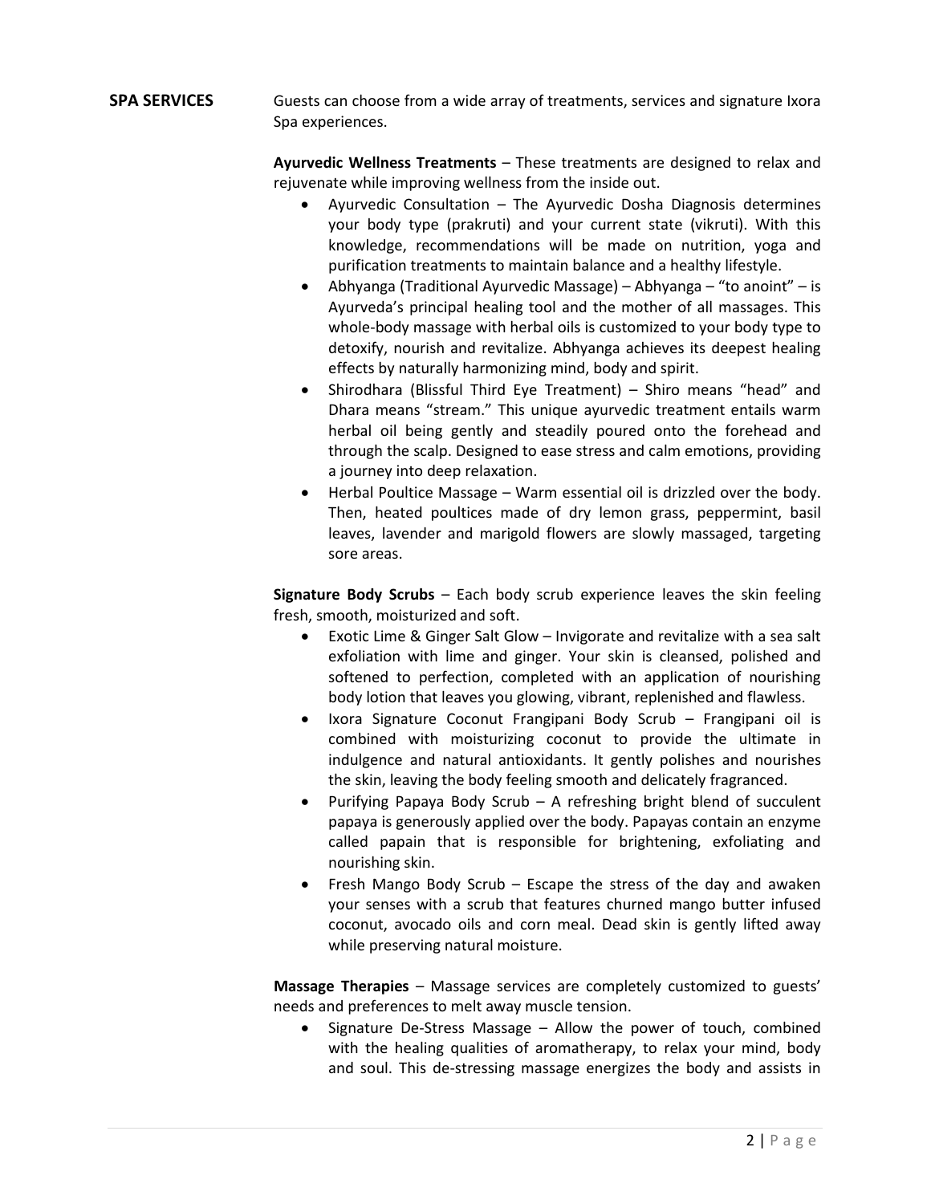**SPA SERVICES**

Guests can choose from a wide array of treatments, services and signature Ixora Spa experiences.

**Ayurvedic Wellness Treatments** – These treatments are designed to relax and rejuvenate while improving wellness from the inside out.

- Ayurvedic Consultation – The Ayurvedic Dosha Diagnosis determines your body type (prakruti) and your current state (vikruti). With this knowledge, recommendations will be made on nutrition, yoga and purification treatments to maintain balance and a healthy lifestyle.
- Abhyanga (Traditional Ayurvedic Massage) – Abhyanga – "to anoint" – is Ayurveda's principal healing tool and the mother of all massages. This whole-body massage with herbal oils is customized to your body type to detoxify, nourish and revitalize. Abhyanga achieves its deepest healing effects by naturally harmonizing mind, body and spirit.
- Shirodhara (Blissful Third Eye Treatment) – Shiro means "head" and Dhara means "stream." This unique ayurvedic treatment entails warm herbal oil being gently and steadily poured onto the forehead and through the scalp. Designed to ease stress and calm emotions, providing a journey into deep relaxation.
- Herbal Poultice Massage – Warm essential oil is drizzled over the body. Then, heated poultices made of dry lemon grass, peppermint, basil leaves, lavender and marigold flowers are slowly massaged, targeting sore areas.

**Signature Body Scrubs** – Each body scrub experience leaves the skin feeling fresh, smooth, moisturized and soft.

- Exotic Lime & Ginger Salt Glow – Invigorate and revitalize with a sea salt exfoliation with lime and ginger. Your skin is cleansed, polished and softened to perfection, completed with an application of nourishing body lotion that leaves you glowing, vibrant, replenished and flawless.
- Ixora Signature Coconut Frangipani Body Scrub – Frangipani oil is combined with moisturizing coconut to provide the ultimate in indulgence and natural antioxidants. It gently polishes and nourishes the skin, leaving the body feeling smooth and delicately fragranced.
- Purifying Papaya Body Scrub – A refreshing bright blend of succulent papaya is generously applied over the body. Papayas contain an enzyme called papain that is responsible for brightening, exfoliating and nourishing skin.
- Fresh Mango Body Scrub – Escape the stress of the day and awaken your senses with a scrub that features churned mango butter infused coconut, avocado oils and corn meal. Dead skin is gently lifted away while preserving natural moisture.

**Massage Therapies** – Massage services are completely customized to guests' needs and preferences to melt away muscle tension.

- Signature De-Stress Massage – Allow the power of touch, combined with the healing qualities of aromatherapy, to relax your mind, body and soul. This de-stressing massage energizes the body and assists in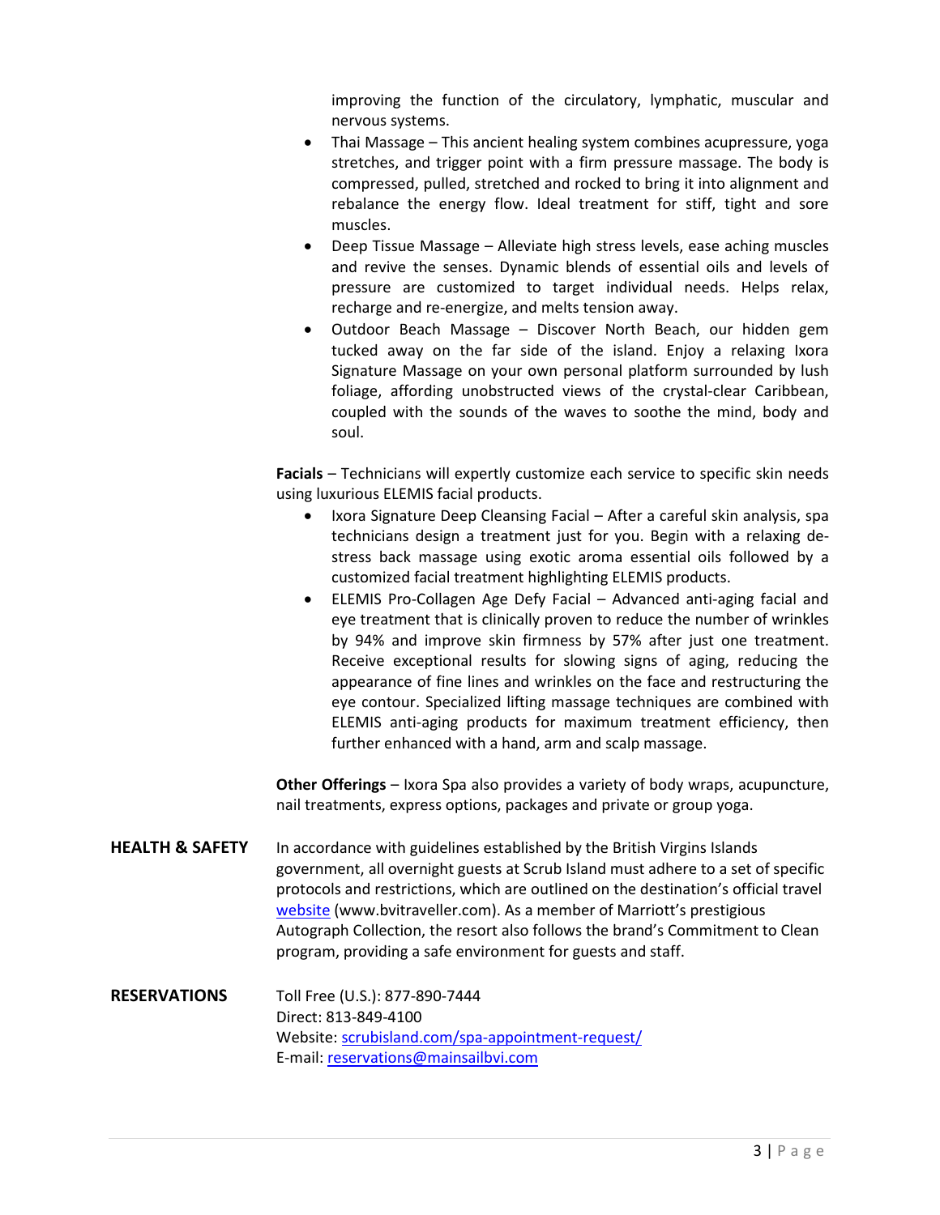improving the function of the circulatory, lymphatic, muscular and nervous systems.

- Thai Massage – This ancient healing system combines acupressure, yoga stretches, and trigger point with a firm pressure massage. The body is compressed, pulled, stretched and rocked to bring it into alignment and rebalance the energy flow. Ideal treatment for stiff, tight and sore muscles.
- Deep Tissue Massage – Alleviate high stress levels, ease aching muscles and revive the senses. Dynamic blends of essential oils and levels of pressure are customized to target individual needs. Helps relax, recharge and re-energize, and melts tension away.
- Outdoor Beach Massage – Discover North Beach, our hidden gem tucked away on the far side of the island. Enjoy a relaxing Ixora Signature Massage on your own personal platform surrounded by lush foliage, affording unobstructed views of the crystal-clear Caribbean, coupled with the sounds of the waves to soothe the mind, body and soul.

**Facials** – Technicians will expertly customize each service to specific skin needs using luxurious ELEMIS facial products.

- Ixora Signature Deep Cleansing Facial – After a careful skin analysis, spa technicians design a treatment just for you. Begin with a relaxing de-stress back massage using exotic aroma essential oils followed by a customized facial treatment highlighting ELEMIS products.
- ELEMIS Pro-Collagen Age Defy Facial – Advanced anti-aging facial and eye treatment that is clinically proven to reduce the number of wrinkles by 94% and improve skin firmness by 57% after just one treatment. Receive exceptional results for slowing signs of aging, reducing the appearance of fine lines and wrinkles on the face and restructuring the eye contour. Specialized lifting massage techniques are combined with ELEMIS anti-aging products for maximum treatment efficiency, then further enhanced with a hand, arm and scalp massage.

**Other Offerings** – Ixora Spa also provides a variety of body wraps, acupuncture, nail treatments, express options, packages and private or group yoga.

**HEALTH & SAFETY**

In accordance with guidelines established by the British Virgin Islands government, all overnight guests at Scrub Island must adhere to a set of specific protocols and restrictions, which are outlined on the destination's official travel [website](www.bvitraveller.com) (www.bvitraveller.com). As a member of Marriott's prestigious Autograph Collection, the resort also follows the brand's Commitment to Clean program, providing a safe environment for guests and staff.

**RESERVATIONS**

Toll Free (U.S.): 877-890-7444
Direct: 813-849-4100
Website: [scrubisland.com/spa-appointment-request/](scrubisland.com/spa-appointment-request/)
E-mail: [reservations@mainsailbvi.com](mailto:reservations@mainsailbvi.com)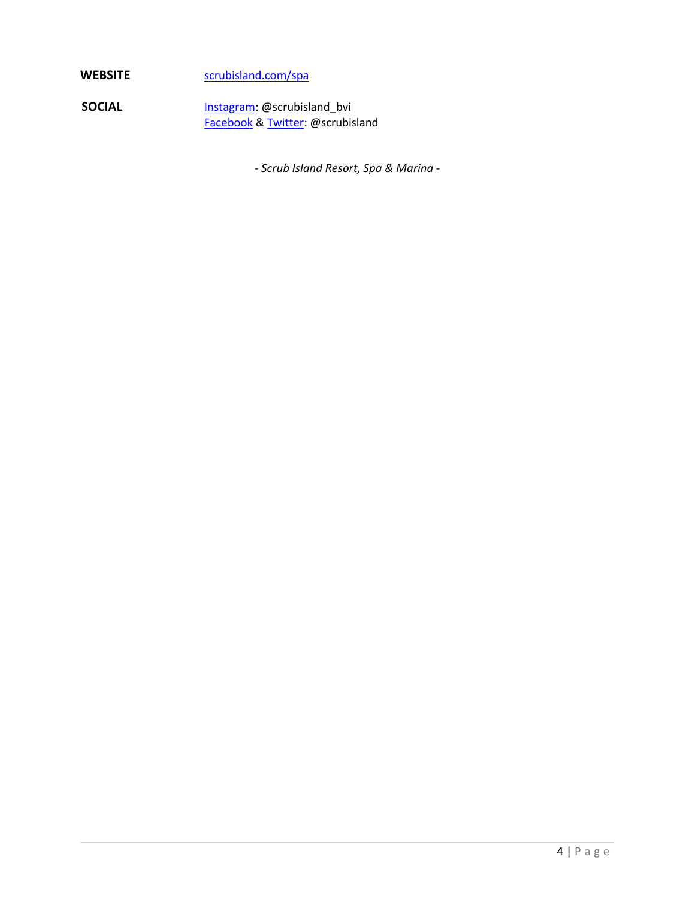**WEBSITE** [scrubisland.com/spa](scrubisland.com/spa)

**SOCIAL** [Instagram](Instagram): @scrubisland_bvi
[Facebook](Facebook) & [Twitter](Twitter): @scrubisland

*- Scrub Island Resort, Spa & Marina -*